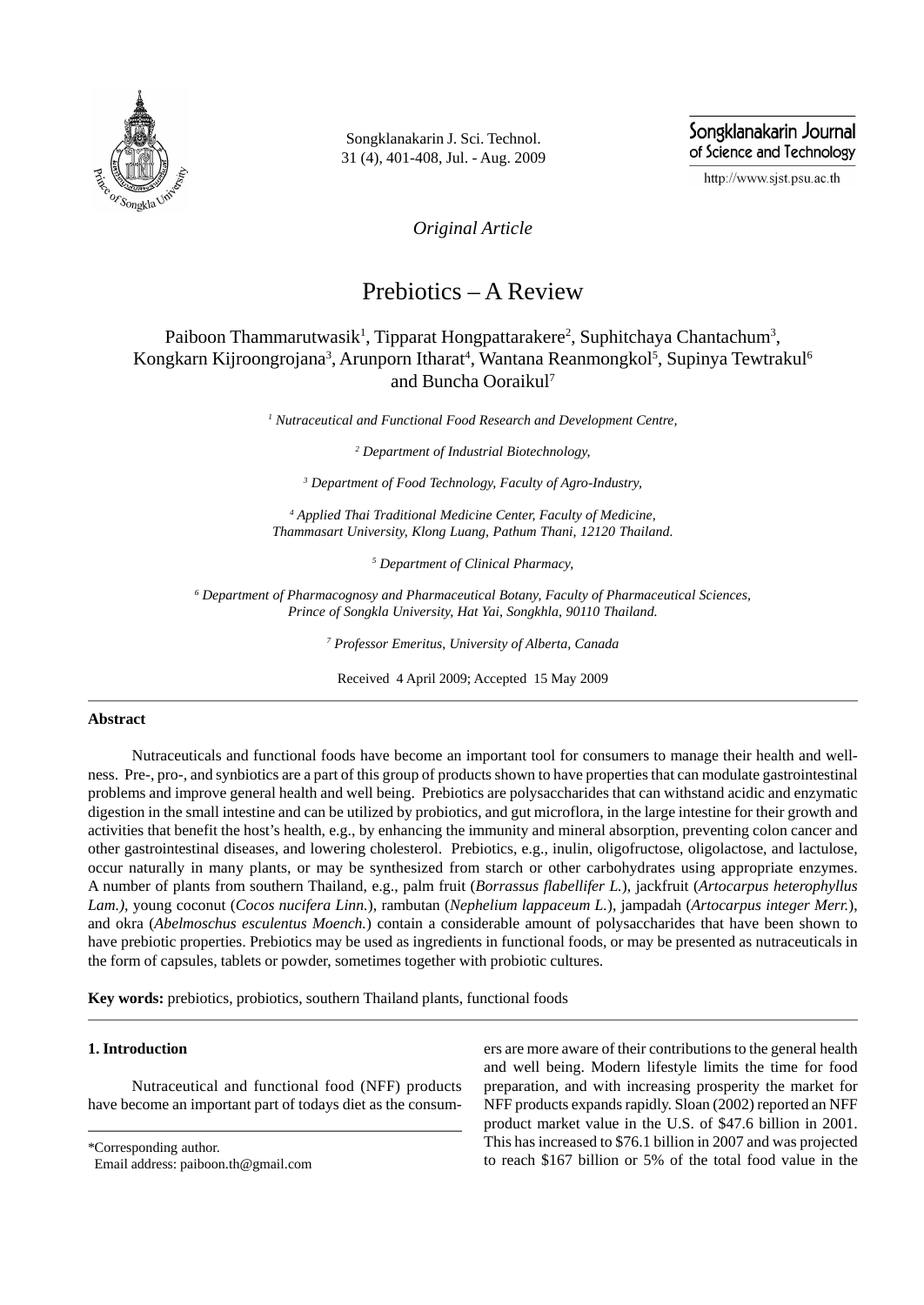*Original Article*

# Prebiotics – A Review

Paiboon Thammarutwasik[1], Tipparat Hongpattarakere[2], Suphitchaya Chantachum[3], Kongkarn Kijroongrojana[3], Arunporn Itharat[4], Wantana Reanmongkol[5], Supinya Tewtrakul[6] and Buncha Ooraikul[7]

[1] *Nutraceutical and Functional Food Research and Development Centre,*

[2] *Department of Industrial Biotechnology,*

[3] *Department of Food Technology, Faculty of Agro-Industry,*

[4] *Applied Thai Traditional Medicine Center, Faculty of Medicine, Thammasart University, Klong Luang, Pathum Thani, 12120 Thailand.*

[5] *Department of Clinical Pharmacy,*

[6] *Department of Pharmacognosy and Pharmaceutical Botany, Faculty of Pharmaceutical Sciences, Prince of Songkla University, Hat Yai, Songkhla, 90110 Thailand.*

[7] *Professor Emeritus, University of Alberta, Canada*

Received 4 April 2009; Accepted 15 May 2009

## Abstract

Nutraceuticals and functional foods have become an important tool for consumers to manage their health and wellness. Pre-, pro-, and synbiotics are a part of this group of products shown to have properties that can modulate gastrointestinal problems and improve general health and well being. Prebiotics are polysaccharides that can withstand acidic and enzymatic digestion in the small intestine and can be utilized by probiotics, and gut microflora, in the large intestine for their growth and activities that benefit the host's health, e.g., by enhancing the immunity and mineral absorption, preventing colon cancer and other gastrointestinal diseases, and lowering cholesterol. Prebiotics, e.g., inulin, oligofructose, oligolactose, and lactulose, occur naturally in many plants, or may be synthesized from starch or other carbohydrates using appropriate enzymes. A number of plants from southern Thailand, e.g., palm fruit (*Borrassus flabellifer L.*), jackfruit (*Artocarpus heterophyllus Lam.)*, young coconut (*Cocos nucifera Linn.*), rambutan (*Nephelium lappaceum L.*), jampadah (*Artocarpus integer Merr.*), and okra (*Abelmoschus esculentus Moench.*) contain a considerable amount of polysaccharides that have been shown to have prebiotic properties. Prebiotics may be used as ingredients in functional foods, or may be presented as nutraceuticals in the form of capsules, tablets or powder, sometimes together with probiotic cultures.

**Key words:** prebiotics, probiotics, southern Thailand plants, functional foods

## 1. Introduction

Nutraceutical and functional food (NFF) products have become an important part of todays diet as the consumers are more aware of their contributions to the general health and well being. Modern lifestyle limits the time for food preparation, and with increasing prosperity the market for NFF products expands rapidly. Sloan (2002) reported an NFF product market value in the U.S. of $47.6 billion in 2001. This has increased to $76.1 billion in 2007 and was projected to reach $167 billion or 5% of the total food value in the

\*Corresponding author.
Email address: paiboon.th@gmail.com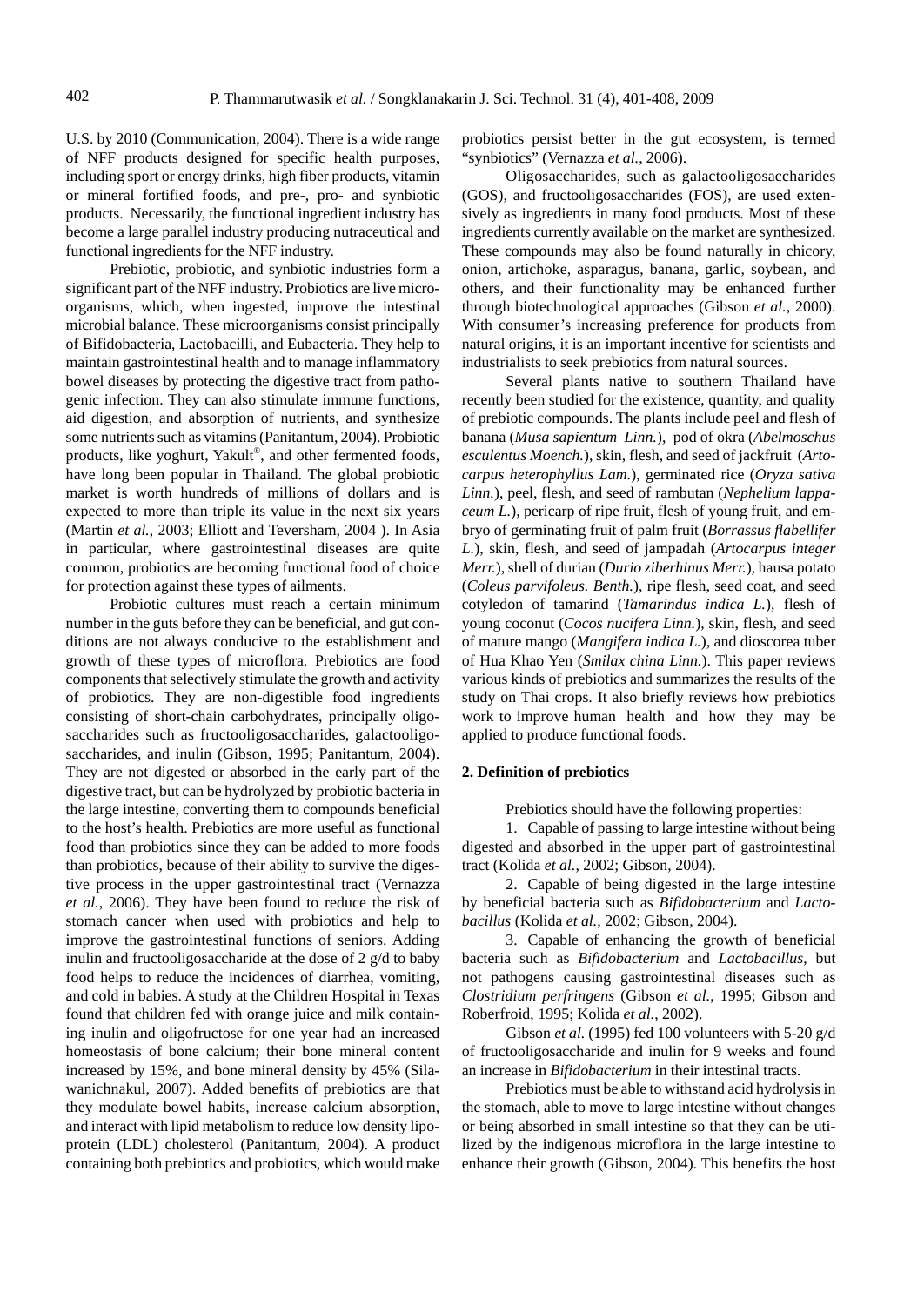U.S. by 2010 (Communication, 2004). There is a wide range of NFF products designed for specific health purposes, including sport or energy drinks, high fiber products, vitamin or mineral fortified foods, and pre-, pro- and synbiotic products. Necessarily, the functional ingredient industry has become a large parallel industry producing nutraceutical and functional ingredients for the NFF industry.

Prebiotic, probiotic, and synbiotic industries form a significant part of the NFF industry. Probiotics are live microorganisms, which, when ingested, improve the intestinal microbial balance. These microorganisms consist principally of Bifidobacteria, Lactobacilli, and Eubacteria. They help to maintain gastrointestinal health and to manage inflammatory bowel diseases by protecting the digestive tract from pathogenic infection. They can also stimulate immune functions, aid digestion, and absorption of nutrients, and synthesize some nutrients such as vitamins (Panitantum, 2004). Probiotic products, like yoghurt, Yakult®, and other fermented foods, have long been popular in Thailand. The global probiotic market is worth hundreds of millions of dollars and is expected to more than triple its value in the next six years (Martin *et al.*, 2003; Elliott and Teversham, 2004 ). In Asia in particular, where gastrointestinal diseases are quite common, probiotics are becoming functional food of choice for protection against these types of ailments.

Probiotic cultures must reach a certain minimum number in the guts before they can be beneficial, and gut conditions are not always conducive to the establishment and growth of these types of microflora. Prebiotics are food components that selectively stimulate the growth and activity of probiotics. They are non-digestible food ingredients consisting of short-chain carbohydrates, principally oligosaccharides such as fructooligosaccharides, galactooligosaccharides, and inulin (Gibson, 1995; Panitantum, 2004). They are not digested or absorbed in the early part of the digestive tract, but can be hydrolyzed by probiotic bacteria in the large intestine, converting them to compounds beneficial to the host's health. Prebiotics are more useful as functional food than probiotics since they can be added to more foods than probiotics, because of their ability to survive the digestive process in the upper gastrointestinal tract (Vernazza *et al.*, 2006). They have been found to reduce the risk of stomach cancer when used with probiotics and help to improve the gastrointestinal functions of seniors. Adding inulin and fructooligosaccharide at the dose of 2 g/d to baby food helps to reduce the incidences of diarrhea, vomiting, and cold in babies. A study at the Children Hospital in Texas found that children fed with orange juice and milk containing inulin and oligofructose for one year had an increased homeostasis of bone calcium; their bone mineral content increased by 15%, and bone mineral density by 45% (Silawanichnakul, 2007). Added benefits of prebiotics are that they modulate bowel habits, increase calcium absorption, and interact with lipid metabolism to reduce low density lipoprotein (LDL) cholesterol (Panitantum, 2004). A product containing both prebiotics and probiotics, which would make probiotics persist better in the gut ecosystem, is termed "synbiotics" (Vernazza *et al.*, 2006).

Oligosaccharides, such as galactooligosaccharides (GOS), and fructooligosaccharides (FOS), are used extensively as ingredients in many food products. Most of these ingredients currently available on the market are synthesized. These compounds may also be found naturally in chicory, onion, artichoke, asparagus, banana, garlic, soybean, and others, and their functionality may be enhanced further through biotechnological approaches (Gibson *et al.*, 2000). With consumer's increasing preference for products from natural origins, it is an important incentive for scientists and industrialists to seek prebiotics from natural sources.

Several plants native to southern Thailand have recently been studied for the existence, quantity, and quality of prebiotic compounds. The plants include peel and flesh of banana (*Musa sapientum Linn.*), pod of okra (*Abelmoschus esculentus Moench.*), skin, flesh, and seed of jackfruit (*Artocarpus heterophyllus Lam.*), germinated rice (*Oryza sativa Linn.*), peel, flesh, and seed of rambutan (*Nephelium lappaceum L.*), pericarp of ripe fruit, flesh of young fruit, and embryo of germinating fruit of palm fruit (*Borrassus flabellifer L.*), skin, flesh, and seed of jampadah (*Artocarpus integer Merr.*), shell of durian (*Durio ziberhinus Merr.*), hausa potato (*Coleus parvifoleus. Benth.*), ripe flesh, seed coat, and seed cotyledon of tamarind (*Tamarindus indica L.*), flesh of young coconut (*Cocos nucifera Linn.*), skin, flesh, and seed of mature mango (*Mangifera indica L.*), and dioscorea tuber of Hua Khao Yen (*Smilax china Linn.*). This paper reviews various kinds of prebiotics and summarizes the results of the study on Thai crops. It also briefly reviews how prebiotics work to improve human health and how they may be applied to produce functional foods.

## 2. Definition of prebiotics

Prebiotics should have the following properties:

1. Capable of passing to large intestine without being digested and absorbed in the upper part of gastrointestinal tract (Kolida *et al.*, 2002; Gibson, 2004).

2. Capable of being digested in the large intestine by beneficial bacteria such as *Bifidobacterium* and *Lactobacillus* (Kolida *et al.*, 2002; Gibson, 2004).

3. Capable of enhancing the growth of beneficial bacteria such as *Bifidobacterium* and *Lactobacillus*, but not pathogens causing gastrointestinal diseases such as *Clostridium perfringens* (Gibson *et al.*, 1995; Gibson and Roberfroid, 1995; Kolida *et al.*, 2002).

Gibson *et al.* (1995) fed 100 volunteers with 5-20 g/d of fructooligosaccharide and inulin for 9 weeks and found an increase in *Bifidobacterium* in their intestinal tracts.

Prebiotics must be able to withstand acid hydrolysis in the stomach, able to move to large intestine without changes or being absorbed in small intestine so that they can be utilized by the indigenous microflora in the large intestine to enhance their growth (Gibson, 2004). This benefits the host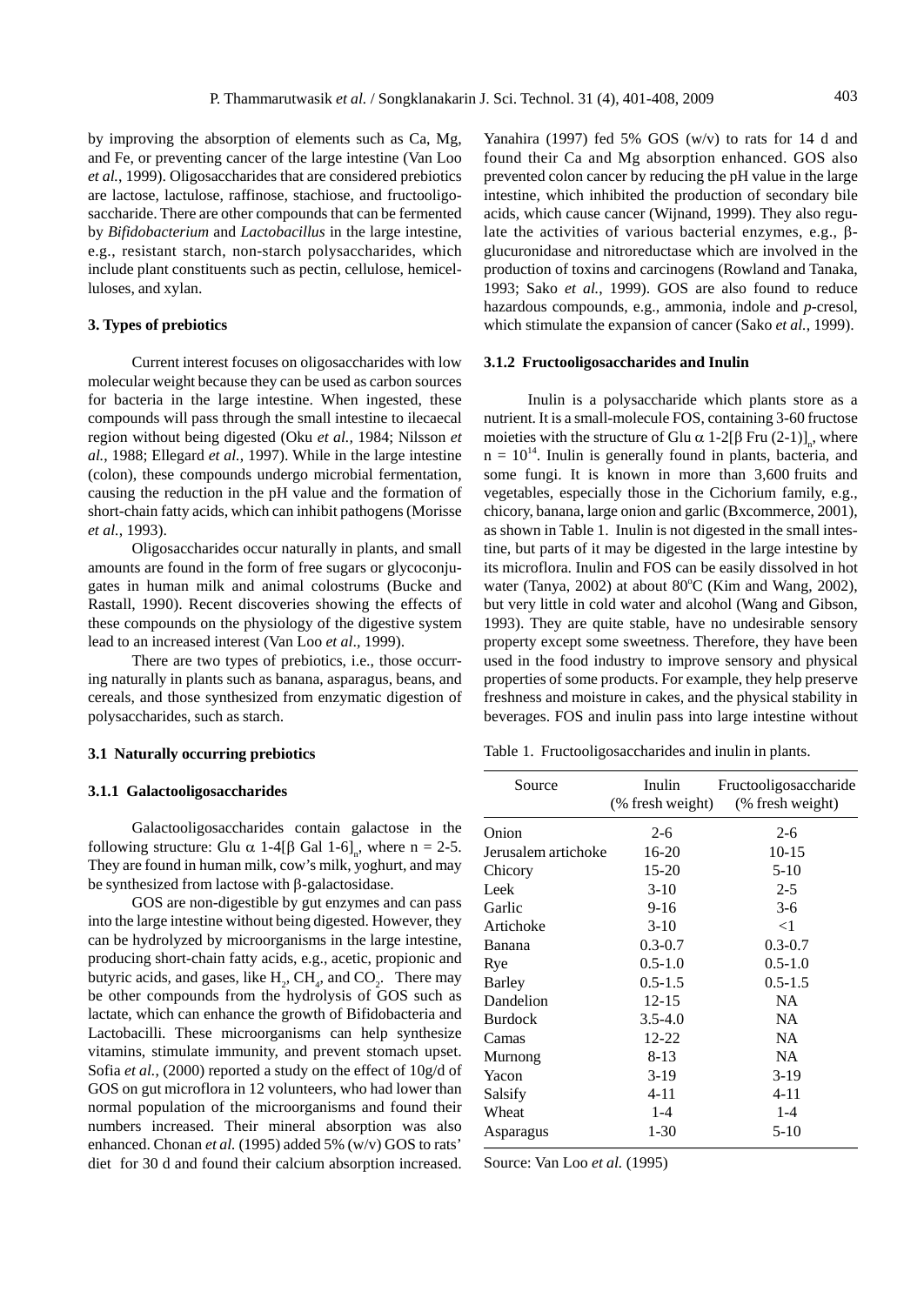by improving the absorption of elements such as Ca, Mg, and Fe, or preventing cancer of the large intestine (Van Loo *et al.*, 1999). Oligosaccharides that are considered prebiotics are lactose, lactulose, raffinose, stachiose, and fructooligosaccharide. There are other compounds that can be fermented by *Bifidobacterium* and *Lactobacillus* in the large intestine, e.g., resistant starch, non-starch polysaccharides, which include plant constituents such as pectin, cellulose, hemicelluloses, and xylan.

### 3. Types of prebiotics

Current interest focuses on oligosaccharides with low molecular weight because they can be used as carbon sources for bacteria in the large intestine. When ingested, these compounds will pass through the small intestine to ilecaecal region without being digested (Oku *et al.*, 1984; Nilsson *et al.*, 1988; Ellegard *et al.*, 1997). While in the large intestine (colon), these compounds undergo microbial fermentation, causing the reduction in the pH value and the formation of short-chain fatty acids, which can inhibit pathogens (Morisse *et al.*, 1993).

Oligosaccharides occur naturally in plants, and small amounts are found in the form of free sugars or glycoconjugates in human milk and animal colostrums (Bucke and Rastall, 1990). Recent discoveries showing the effects of these compounds on the physiology of the digestive system lead to an increased interest (Van Loo *et al*., 1999).

There are two types of prebiotics, i.e., those occurring naturally in plants such as banana, asparagus, beans, and cereals, and those synthesized from enzymatic digestion of polysaccharides, such as starch.

#### 3.1 Naturally occurring prebiotics

#### 3.1.1 Galactooligosaccharides

Galactooligosaccharides contain galactose in the following structure: Glu $\alpha$ 1-4[$\beta$ Gal 1-6]$_n$, where n = 2-5. They are found in human milk, cow's milk, yoghurt, and may be synthesized from lactose with $\beta$-galactosidase.

GOS are non-digestible by gut enzymes and can pass into the large intestine without being digested. However, they can be hydrolyzed by microorganisms in the large intestine, producing short-chain fatty acids, e.g., acetic, propionic and butyric acids, and gases, like $H_2$, $CH_4$, and $CO_2$. There may be other compounds from the hydrolysis of GOS such as lactate, which can enhance the growth of Bifidobacteria and Lactobacilli. These microorganisms can help synthesize vitamins, stimulate immunity, and prevent stomach upset. Sofia *et al.*, (2000) reported a study on the effect of 10g/d of GOS on gut microflora in 12 volunteers, who had lower than normal population of the microorganisms and found their numbers increased. Their mineral absorption was also enhanced. Chonan *et al.* (1995) added 5% (w/v) GOS to rats' diet for 30 d and found their calcium absorption increased. Yanahira (1997) fed 5% GOS (w/v) to rats for 14 d and found their Ca and Mg absorption enhanced. GOS also prevented colon cancer by reducing the pH value in the large intestine, which inhibited the production of secondary bile acids, which cause cancer (Wijnand, 1999). They also regulate the activities of various bacterial enzymes, e.g., $\beta$-glucuronidase and nitroreductase which are involved in the production of toxins and carcinogens (Rowland and Tanaka, 1993; Sako *et al.*, 1999). GOS are also found to reduce hazardous compounds, e.g., ammonia, indole and *p*-cresol, which stimulate the expansion of cancer (Sako *et al.*, 1999).

#### 3.1.2 Fructooligosaccharides and Inulin

Inulin is a polysaccharide which plants store as a nutrient. It is a small-molecule FOS, containing 3-60 fructose moieties with the structure of Glu $\alpha$ 1-2[$\beta$ Fru (2-1)]$_n$, where $n = 10^{14}$. Inulin is generally found in plants, bacteria, and some fungi. It is known in more than 3,600 fruits and vegetables, especially those in the Cichorium family, e.g., chicory, banana, large onion and garlic (Bxcommerce, 2001), as shown in Table 1. Inulin is not digested in the small intestine, but parts of it may be digested in the large intestine by its microflora. Inulin and FOS can be easily dissolved in hot water (Tanya, 2002) at about 80°C (Kim and Wang, 2002), but very little in cold water and alcohol (Wang and Gibson, 1993). They are quite stable, have no undesirable sensory property except some sweetness. Therefore, they have been used in the food industry to improve sensory and physical properties of some products. For example, they help preserve freshness and moisture in cakes, and the physical stability in beverages. FOS and inulin pass into large intestine without

Table 1. Fructooligosaccharides and inulin in plants.

| Source | Inulin (% fresh weight) | Fructooligosaccharide (% fresh weight) |
|---|---|---|
| Onion | 2-6 | 2-6 |
| Jerusalem artichoke | 16-20 | 10-15 |
| Chicory | 15-20 | 5-10 |
| Leek | 3-10 | 2-5 |
| Garlic | 9-16 | 3-6 |
| Artichoke | 3-10 | <1 |
| Banana | 0.3-0.7 | 0.3-0.7 |
| Rye | 0.5-1.0 | 0.5-1.0 |
| Barley | 0.5-1.5 | 0.5-1.5 |
| Dandelion | 12-15 | NA |
| Burdock | 3.5-4.0 | NA |
| Camas | 12-22 | NA |
| Murnong | 8-13 | NA |
| Yacon | 3-19 | 3-19 |
| Salsify | 4-11 | 4-11 |
| Wheat | 1-4 | 1-4 |
| Asparagus | 1-30 | 5-10 |

Source: Van Loo *et al.* (1995)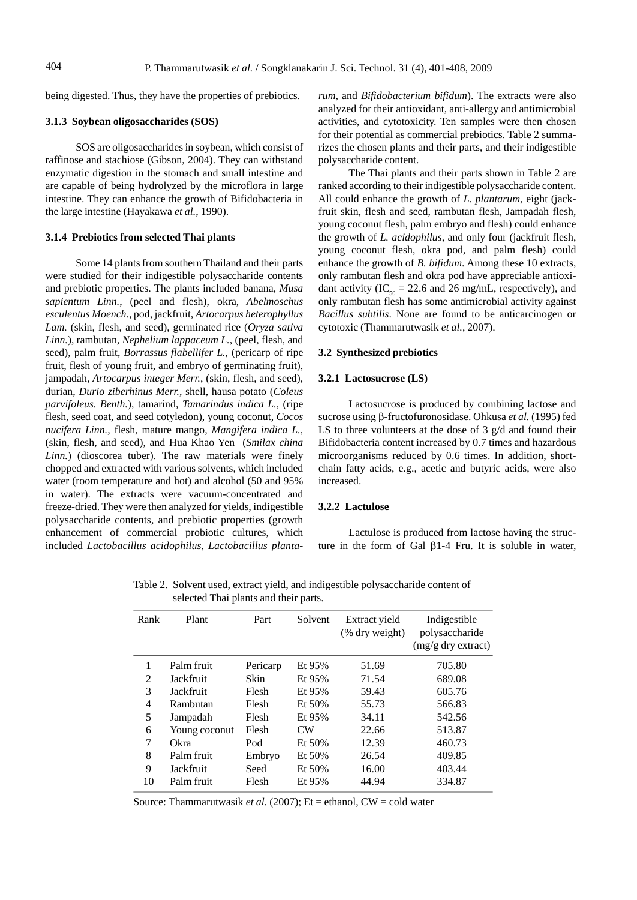being digested. Thus, they have the properties of prebiotics.

### 3.1.3 Soybean oligosaccharides (SOS)

SOS are oligosaccharides in soybean, which consist of raffinose and stachiose (Gibson, 2004). They can withstand enzymatic digestion in the stomach and small intestine and are capable of being hydrolyzed by the microflora in large intestine. They can enhance the growth of Bifidobacteria in the large intestine (Hayakawa *et al.*, 1990).

### 3.1.4 Prebiotics from selected Thai plants

Some 14 plants from southern Thailand and their parts were studied for their indigestible polysaccharide contents and prebiotic properties. The plants included banana, *Musa sapientum Linn.*, (peel and flesh), okra, *Abelmoschus esculentus Moench.*, pod, jackfruit, *Artocarpus heterophyllus Lam.* (skin, flesh, and seed), germinated rice (*Oryza sativa Linn.*), rambutan, *Nephelium lappaceum L.*, (peel, flesh, and seed), palm fruit, *Borrassus flabellifer L.*, (pericarp of ripe fruit, flesh of young fruit, and embryo of germinating fruit), jampadah, *Artocarpus integer Merr.*, (skin, flesh, and seed), durian, *Durio ziberhinus Merr.*, shell, hausa potato (*Coleus parvifoleus. Benth.*), tamarind, *Tamarindus indica L.*, (ripe flesh, seed coat, and seed cotyledon), young coconut, *Cocos nucifera Linn.*, flesh, mature mango, *Mangifera indica L.*, (skin, flesh, and seed), and Hua Khao Yen (*Smilax china Linn.*) (dioscorea tuber). The raw materials were finely chopped and extracted with various solvents, which included water (room temperature and hot) and alcohol (50 and 95% in water). The extracts were vacuum-concentrated and freeze-dried. They were then analyzed for yields, indigestible polysaccharide contents, and prebiotic properties (growth enhancement of commercial probiotic cultures, which included *Lactobacillus acidophilus*, *Lactobacillus plantarum*, and *Bifidobacterium bifidum*). The extracts were also analyzed for their antioxidant, anti-allergy and antimicrobial activities, and cytotoxicity. Ten samples were then chosen for their potential as commercial prebiotics. Table 2 summarizes the chosen plants and their parts, and their indigestible polysaccharide content.

The Thai plants and their parts shown in Table 2 are ranked according to their indigestible polysaccharide content. All could enhance the growth of *L. plantarum*, eight (jackfruit skin, flesh and seed, rambutan flesh, Jampadah flesh, young coconut flesh, palm embryo and flesh) could enhance the growth of *L. acidophilus*, and only four (jackfruit flesh, young coconut flesh, okra pod, and palm flesh) could enhance the growth of *B. bifidum*. Among these 10 extracts, only rambutan flesh and okra pod have appreciable antioxidant activity ($IC_{50}$ = 22.6 and 26 mg/mL, respectively), and only rambutan flesh has some antimicrobial activity against *Bacillus subtilis*. None are found to be anticarcinogen or cytotoxic (Thammarutwasik *et al.*, 2007).

## 3.2 Synthesized prebiotics

### 3.2.1 Lactosucrose (LS)

Lactosucrose is produced by combining lactose and sucrose using β-fructofuronosidase. Ohkusa *et al.* (1995) fed LS to three volunteers at the dose of 3 g/d and found their Bifidobacteria content increased by 0.7 times and hazardous microorganisms reduced by 0.6 times. In addition, short-chain fatty acids, e.g., acetic and butyric acids, were also increased.

### 3.2.2 Lactulose

Lactulose is produced from lactose having the structure in the form of Gal β1-4 Fru. It is soluble in water,

Table 2. Solvent used, extract yield, and indigestible polysaccharide content of selected Thai plants and their parts.

| Rank | Plant | Part | Solvent | Extract yield (% dry weight) | Indigestible polysaccharide (mg/g dry extract) |
|---|---|---|---|---|---|
| 1 | Palm fruit | Pericarp | Et 95% | 51.69 | 705.80 |
| 2 | Jackfruit | Skin | Et 95% | 71.54 | 689.08 |
| 3 | Jackfruit | Flesh | Et 95% | 59.43 | 605.76 |
| 4 | Rambutan | Flesh | Et 50% | 55.73 | 566.83 |
| 5 | Jampadah | Flesh | Et 95% | 34.11 | 542.56 |
| 6 | Young coconut | Flesh | CW | 22.66 | 513.87 |
| 7 | Okra | Pod | Et 50% | 12.39 | 460.73 |
| 8 | Palm fruit | Embryo | Et 50% | 26.54 | 409.85 |
| 9 | Jackfruit | Seed | Et 50% | 16.00 | 403.44 |
| 10 | Palm fruit | Flesh | Et 95% | 44.94 | 334.87 |

Source: Thammarutwasik *et al.* (2007); Et = ethanol, CW = cold water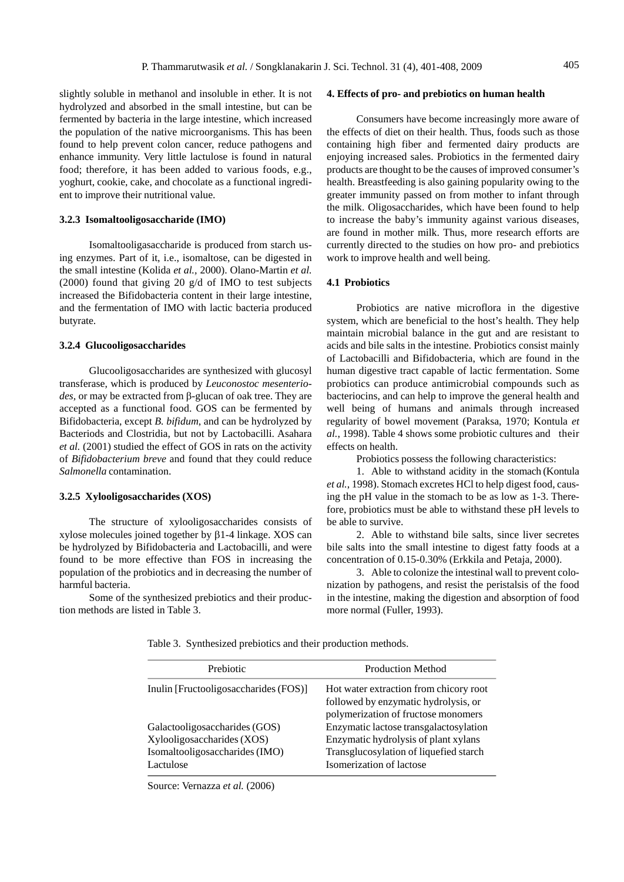slightly soluble in methanol and insoluble in ether. It is not hydrolyzed and absorbed in the small intestine, but can be fermented by bacteria in the large intestine, which increased the population of the native microorganisms. This has been found to help prevent colon cancer, reduce pathogens and enhance immunity. Very little lactulose is found in natural food; therefore, it has been added to various foods, e.g., yoghurt, cookie, cake, and chocolate as a functional ingredient to improve their nutritional value.

### 3.2.3 Isomaltooligosaccharide (IMO)

Isomaltooligasaccharide is produced from starch using enzymes. Part of it, i.e., isomaltose, can be digested in the small intestine (Kolida *et al.*, 2000). Olano-Martin *et al.* (2000) found that giving 20 g/d of IMO to test subjects increased the Bifidobacteria content in their large intestine, and the fermentation of IMO with lactic bacteria produced butyrate.

### 3.2.4 Glucooligosaccharides

Glucooligosaccharides are synthesized with glucosyl transferase, which is produced by *Leuconostoc mesenteriodes*, or may be extracted from β-glucan of oak tree. They are accepted as a functional food. GOS can be fermented by Bifidobacteria, except *B. bifidum*, and can be hydrolyzed by Bacteriods and Clostridia, but not by Lactobacilli. Asahara *et al.* (2001) studied the effect of GOS in rats on the activity of *Bifidobacterium breve* and found that they could reduce *Salmonella* contamination.

### 3.2.5 Xylooligosaccharides (XOS)

The structure of xylooligosaccharides consists of xylose molecules joined together by β1-4 linkage. XOS can be hydrolyzed by Bifidobacteria and Lactobacilli, and were found to be more effective than FOS in increasing the population of the probiotics and in decreasing the number of harmful bacteria.

Some of the synthesized prebiotics and their production methods are listed in Table 3.

## 4. Effects of pro- and prebiotics on human health

Consumers have become increasingly more aware of the effects of diet on their health. Thus, foods such as those containing high fiber and fermented dairy products are enjoying increased sales. Probiotics in the fermented dairy products are thought to be the causes of improved consumer's health. Breastfeeding is also gaining popularity owing to the greater immunity passed on from mother to infant through the milk. Oligosaccharides, which have been found to help to increase the baby's immunity against various diseases, are found in mother milk. Thus, more research efforts are currently directed to the studies on how pro- and prebiotics work to improve health and well being.

### 4.1 Probiotics

Probiotics are native microflora in the digestive system, which are beneficial to the host's health. They help maintain microbial balance in the gut and are resistant to acids and bile salts in the intestine. Probiotics consist mainly of Lactobacilli and Bifidobacteria, which are found in the human digestive tract capable of lactic fermentation. Some probiotics can produce antimicrobial compounds such as bacteriocins, and can help to improve the general health and well being of humans and animals through increased regularity of bowel movement (Paraksa, 1970; Kontula *et al.*, 1998). Table 4 shows some probiotic cultures and their effects on health.

Probiotics possess the following characteristics:

1. Able to withstand acidity in the stomach (Kontula *et al.*, 1998). Stomach excretes HCl to help digest food, causing the pH value in the stomach to be as low as 1-3. Therefore, probiotics must be able to withstand these pH levels to be able to survive.
2. Able to withstand bile salts, since liver secretes bile salts into the small intestine to digest fatty foods at a concentration of 0.15-0.30% (Erkkila and Petaja, 2000).
3. Able to colonize the intestinal wall to prevent colonization by pathogens, and resist the peristalsis of the food in the intestine, making the digestion and absorption of food more normal (Fuller, 1993).

Table 3. Synthesized prebiotics and their production methods.

| Prebiotic | Production Method |
| --- | --- |
| Inulin [Fructooligosaccharides (FOS)] | Hot water extraction from chicory root followed by enzymatic hydrolysis, or polymerization of fructose monomers |
| Galactooligosaccharides (GOS) | Enzymatic lactose transgalactosylation |
| Xylooligosaccharides (XOS) | Enzymatic hydrolysis of plant xylans |
| Isomaltooligosaccharides (IMO) | Transglucosylation of liquefied starch |
| Lactulose | Isomerization of lactose |

Source: Vernazza *et al.* (2006)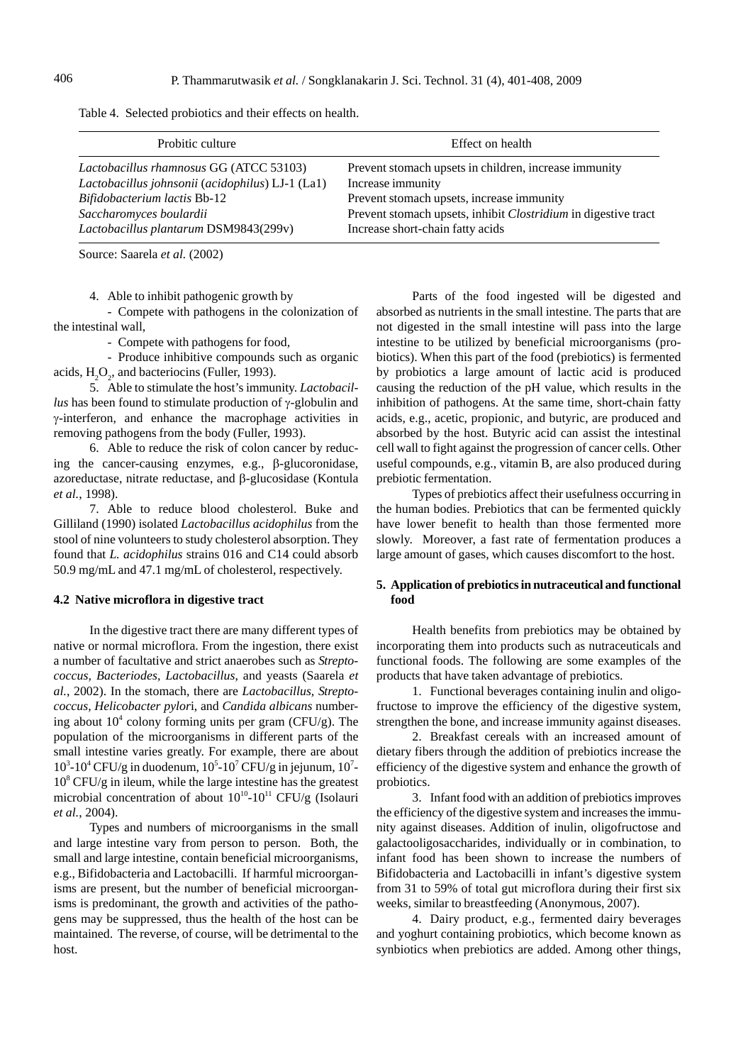Table 4. Selected probiotics and their effects on health.

| Probitic culture | Effect on health |
|---|---|
| *Lactobacillus rhamnosus* GG (ATCC 53103) | Prevent stomach upsets in children, increase immunity |
| *Lactobacillus johnsonii* (*acidophilus*) LJ-1 (La1) | Increase immunity |
| *Bifidobacterium lactis* Bb-12 | Prevent stomach upsets, increase immunity |
| *Saccharomyces boulardii* | Prevent stomach upsets, inhibit *Clostridium* in digestive tract |
| *Lactobacillus plantarum* DSM9843(299v) | Increase short-chain fatty acids |

Source: Saarela *et al.* (2002)

4. Able to inhibit pathogenic growth by

- Compete with pathogens in the colonization of the intestinal wall,
- Compete with pathogens for food,
- Produce inhibitive compounds such as organic acids, $H_2O_2$, and bacteriocins (Fuller, 1993).

5. Able to stimulate the host's immunity. *Lactobacillus* has been found to stimulate production of γ-globulin and γ-interferon, and enhance the macrophage activities in removing pathogens from the body (Fuller, 1993).

6. Able to reduce the risk of colon cancer by reducing the cancer-causing enzymes, e.g., β-glucoronidase, azoreductase, nitrate reductase, and β-glucosidase (Kontula *et al.*, 1998).

7. Able to reduce blood cholesterol. Buke and Gilliland (1990) isolated *Lactobacillus acidophilus* from the stool of nine volunteers to study cholesterol absorption. They found that *L. acidophilus* strains 016 and C14 could absorb 50.9 mg/mL and 47.1 mg/mL of cholesterol, respectively.

### 4.2 Native microflora in digestive tract

In the digestive tract there are many different types of native or normal microflora. From the ingestion, there exist a number of facultative and strict anaerobes such as *Streptococcus, Bacteriodes, Lactobacillus*, and yeasts (Saarela *et al.*, 2002). In the stomach, there are *Lactobacillus, Streptococcus, Helicobacter pylor*i, and *Candida albicans* numbering about $10^4$ colony forming units per gram (CFU/g). The population of the microorganisms in different parts of the small intestine varies greatly. For example, there are about $10^3$-$10^4$ CFU/g in duodenum, $10^5$-$10^7$ CFU/g in jejunum, $10^7$-$10^8$ CFU/g in ileum, while the large intestine has the greatest microbial concentration of about $10^{10}$-$10^{11}$ CFU/g (Isolauri *et al.*, 2004).

Types and numbers of microorganisms in the small and large intestine vary from person to person. Both, the small and large intestine, contain beneficial microorganisms, e.g., Bifidobacteria and Lactobacilli. If harmful microorganisms are present, but the number of beneficial microorganisms is predominant, the growth and activities of the pathogens may be suppressed, thus the health of the host can be maintained. The reverse, of course, will be detrimental to the host.

Parts of the food ingested will be digested and absorbed as nutrients in the small intestine. The parts that are not digested in the small intestine will pass into the large intestine to be utilized by beneficial microorganisms (probiotics). When this part of the food (prebiotics) is fermented by probiotics a large amount of lactic acid is produced causing the reduction of the pH value, which results in the inhibition of pathogens. At the same time, short-chain fatty acids, e.g., acetic, propionic, and butyric, are produced and absorbed by the host. Butyric acid can assist the intestinal cell wall to fight against the progression of cancer cells. Other useful compounds, e.g., vitamin B, are also produced during prebiotic fermentation.

Types of prebiotics affect their usefulness occurring in the human bodies. Prebiotics that can be fermented quickly have lower benefit to health than those fermented more slowly. Moreover, a fast rate of fermentation produces a large amount of gases, which causes discomfort to the host.

## 5. Application of prebiotics in nutraceutical and functional food

Health benefits from prebiotics may be obtained by incorporating them into products such as nutraceuticals and functional foods. The following are some examples of the products that have taken advantage of prebiotics.

1. Functional beverages containing inulin and oligofructose to improve the efficiency of the digestive system, strengthen the bone, and increase immunity against diseases.

2. Breakfast cereals with an increased amount of dietary fibers through the addition of prebiotics increase the efficiency of the digestive system and enhance the growth of probiotics.

3. Infant food with an addition of prebiotics improves the efficiency of the digestive system and increases the immunity against diseases. Addition of inulin, oligofructose and galactooligosaccharides, individually or in combination, to infant food has been shown to increase the numbers of Bifidobacteria and Lactobacilli in infant's digestive system from 31 to 59% of total gut microflora during their first six weeks, similar to breastfeeding (Anonymous, 2007).

4. Dairy product, e.g., fermented dairy beverages and yoghurt containing probiotics, which become known as synbiotics when prebiotics are added. Among other things,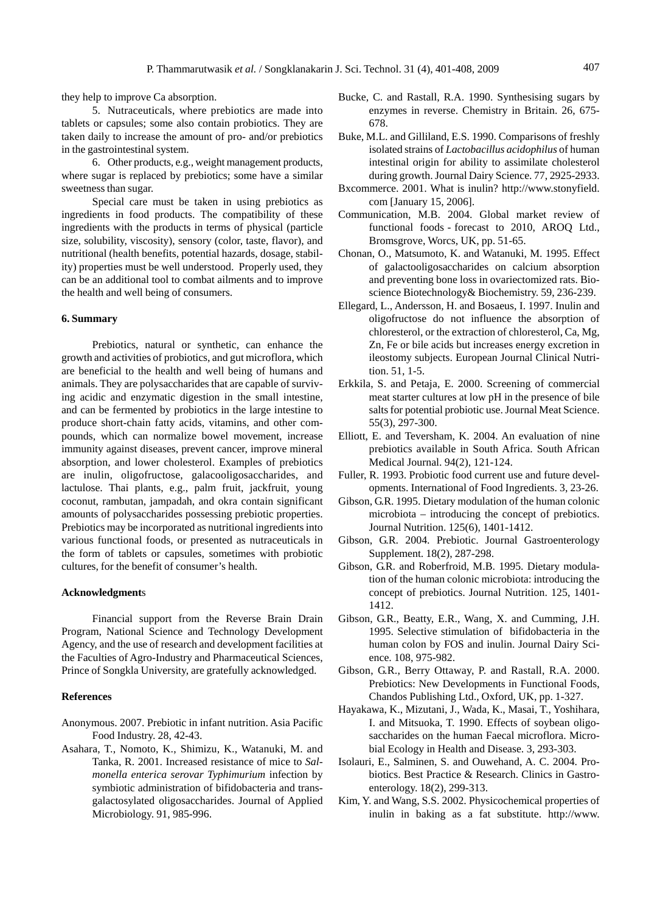they help to improve Ca absorption.

5. Nutraceuticals, where prebiotics are made into tablets or capsules; some also contain probiotics. They are taken daily to increase the amount of pro- and/or prebiotics in the gastrointestinal system.

6. Other products, e.g., weight management products, where sugar is replaced by prebiotics; some have a similar sweetness than sugar.

Special care must be taken in using prebiotics as ingredients in food products. The compatibility of these ingredients with the products in terms of physical (particle size, solubility, viscosity), sensory (color, taste, flavor), and nutritional (health benefits, potential hazards, dosage, stability) properties must be well understood. Properly used, they can be an additional tool to combat ailments and to improve the health and well being of consumers.

## 6. Summary

Prebiotics, natural or synthetic, can enhance the growth and activities of probiotics, and gut microflora, which are beneficial to the health and well being of humans and animals. They are polysaccharides that are capable of surviving acidic and enzymatic digestion in the small intestine, and can be fermented by probiotics in the large intestine to produce short-chain fatty acids, vitamins, and other compounds, which can normalize bowel movement, increase immunity against diseases, prevent cancer, improve mineral absorption, and lower cholesterol. Examples of prebiotics are inulin, oligofructose, galacooligosaccharides, and lactulose. Thai plants, e.g., palm fruit, jackfruit, young coconut, rambutan, jampadah, and okra contain significant amounts of polysaccharides possessing prebiotic properties. Prebiotics may be incorporated as nutritional ingredients into various functional foods, or presented as nutraceuticals in the form of tablets or capsules, sometimes with probiotic cultures, for the benefit of consumer's health.

## Acknowledgments

Financial support from the Reverse Brain Drain Program, National Science and Technology Development Agency, and the use of research and development facilities at the Faculties of Agro-Industry and Pharmaceutical Sciences, Prince of Songkla University, are gratefully acknowledged.

## References

Anonymous. 2007. Prebiotic in infant nutrition. Asia Pacific Food Industry. 28, 42-43.

Asahara, T., Nomoto, K., Shimizu, K., Watanuki, M. and Tanka, R. 2001. Increased resistance of mice to *Salmonella enterica serovar Typhimurium* infection by symbiotic administration of bifidobacteria and transgalactosylated oligosaccharides. Journal of Applied Microbiology. 91, 985-996.

Bucke, C. and Rastall, R.A. 1990. Synthesising sugars by enzymes in reverse. Chemistry in Britain. 26, 675-678.

Buke, M.L. and Gilliland, E.S. 1990. Comparisons of freshly isolated strains of *Lactobacillus acidophilus* of human intestinal origin for ability to assimilate cholesterol during growth. Journal Dairy Science. 77, 2925-2933.

Bxcommerce. 2001. What is inulin? http://www.stonyfield.com [January 15, 2006].

Communication, M.B. 2004. Global market review of functional foods - forecast to 2010, AROQ Ltd., Bromsgrove, Worcs, UK, pp. 51-65.

Chonan, O., Matsumoto, K. and Watanuki, M. 1995. Effect of galactooligosaccharides on calcium absorption and preventing bone loss in ovariectomized rats. Bioscience Biotechnology& Biochemistry. 59, 236-239.

Ellegard, L., Andersson, H. and Bosaeus, I. 1997. Inulin and oligofructose do not influence the absorption of chloresterol, or the extraction of chloresterol, Ca, Mg, Zn, Fe or bile acids but increases energy excretion in ileostomy subjects. European Journal Clinical Nutrition. 51, 1-5.

Erkkila, S. and Petaja, E. 2000. Screening of commercial meat starter cultures at low pH in the presence of bile salts for potential probiotic use. Journal Meat Science. 55(3), 297-300.

Elliott, E. and Teversham, K. 2004. An evaluation of nine prebiotics available in South Africa. South African Medical Journal. 94(2), 121-124.

Fuller, R. 1993. Probiotic food current use and future developments. International of Food Ingredients. 3, 23-26.

Gibson, G.R. 1995. Dietary modulation of the human colonic microbiota – introducing the concept of prebiotics. Journal Nutrition. 125(6), 1401-1412.

Gibson, G.R. 2004. Prebiotic. Journal Gastroenterology Supplement. 18(2), 287-298.

Gibson, G.R. and Roberfroid, M.B. 1995. Dietary modulation of the human colonic microbiota: introducing the concept of prebiotics. Journal Nutrition. 125, 1401-1412.

Gibson, G.R., Beatty, E.R., Wang, X. and Cumming, J.H. 1995. Selective stimulation of bifidobacteria in the human colon by FOS and inulin. Journal Dairy Science. 108, 975-982.

Gibson, G.R., Berry Ottaway, P. and Rastall, R.A. 2000. Prebiotics: New Developments in Functional Foods, Chandos Publishing Ltd., Oxford, UK, pp. 1-327.

Hayakawa, K., Mizutani, J., Wada, K., Masai, T., Yoshihara, I. and Mitsuoka, T. 1990. Effects of soybean oligosaccharides on the human Faecal microflora. Microbial Ecology in Health and Disease. 3, 293-303.

Isolauri, E., Salminen, S. and Ouwehand, A. C. 2004. Probiotics. Best Practice & Research. Clinics in Gastroenterology. 18(2), 299-313.

Kim, Y. and Wang, S.S. 2002. Physicochemical properties of inulin in baking as a fat substitute. http://www.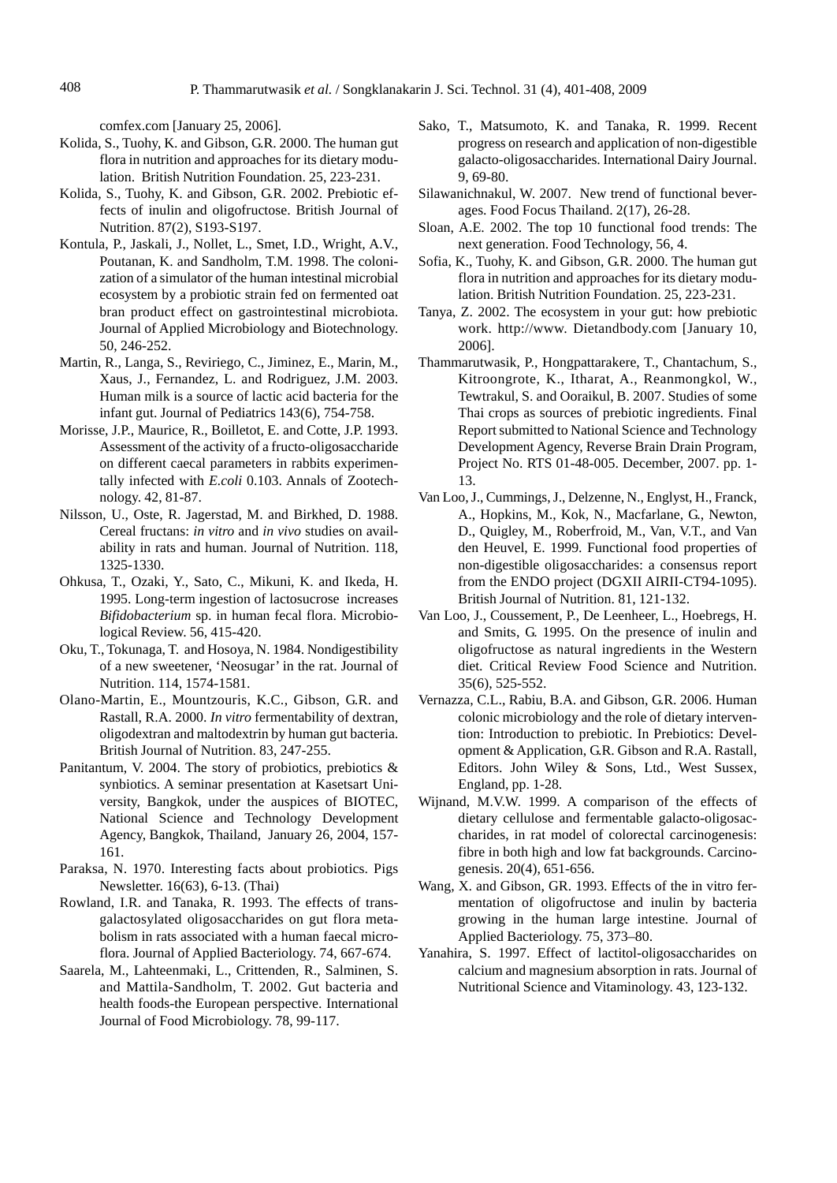comfex.com [January 25, 2006].

Kolida, S., Tuohy, K. and Gibson, G.R. 2000. The human gut flora in nutrition and approaches for its dietary modulation. British Nutrition Foundation. 25, 223-231.

Kolida, S., Tuohy, K. and Gibson, G.R. 2002. Prebiotic effects of inulin and oligofructose. British Journal of Nutrition. 87(2), S193-S197.

Kontula, P., Jaskali, J., Nollet, L., Smet, I.D., Wright, A.V., Poutanan, K. and Sandholm, T.M. 1998. The colonization of a simulator of the human intestinal microbial ecosystem by a probiotic strain fed on fermented oat bran product effect on gastrointestinal microbiota. Journal of Applied Microbiology and Biotechnology. 50, 246-252.

Martin, R., Langa, S., Reviriego, C., Jiminez, E., Marin, M., Xaus, J., Fernandez, L. and Rodriguez, J.M. 2003. Human milk is a source of lactic acid bacteria for the infant gut. Journal of Pediatrics 143(6), 754-758.

Morisse, J.P., Maurice, R., Boilletot, E. and Cotte, J.P. 1993. Assessment of the activity of a fructo-oligosaccharide on different caecal parameters in rabbits experimentally infected with *E.coli* 0.103. Annals of Zootechnology. 42, 81-87.

Nilsson, U., Oste, R. Jagerstad, M. and Birkhed, D. 1988. Cereal fructans: *in vitro* and *in vivo* studies on availability in rats and human. Journal of Nutrition. 118, 1325-1330.

Ohkusa, T., Ozaki, Y., Sato, C., Mikuni, K. and Ikeda, H. 1995. Long-term ingestion of lactosucrose increases *Bifidobacterium* sp. in human fecal flora. Microbiological Review. 56, 415-420.

Oku, T., Tokunaga, T. and Hosoya, N. 1984. Nondigestibility of a new sweetener, 'Neosugar' in the rat. Journal of Nutrition. 114, 1574-1581.

Olano-Martin, E., Mountzouris, K.C., Gibson, G.R. and Rastall, R.A. 2000. *In vitro* fermentability of dextran, oligodextran and maltodextrin by human gut bacteria. British Journal of Nutrition. 83, 247-255.

Panitantum, V. 2004. The story of probiotics, prebiotics & synbiotics. A seminar presentation at Kasetsart University, Bangkok, under the auspices of BIOTEC, National Science and Technology Development Agency, Bangkok, Thailand, January 26, 2004, 157-161.

Paraksa, N. 1970. Interesting facts about probiotics. Pigs Newsletter. 16(63), 6-13. (Thai)

Rowland, I.R. and Tanaka, R. 1993. The effects of transgalactosylated oligosaccharides on gut flora metabolism in rats associated with a human faecal microflora. Journal of Applied Bacteriology. 74, 667-674.

Saarela, M., Lahteenmaki, L., Crittenden, R., Salminen, S. and Mattila-Sandholm, T. 2002. Gut bacteria and health foods-the European perspective. International Journal of Food Microbiology. 78, 99-117.

Sako, T., Matsumoto, K. and Tanaka, R. 1999. Recent progress on research and application of non-digestible galacto-oligosaccharides. International Dairy Journal. 9, 69-80.

Silawanichnakul, W. 2007. New trend of functional beverages. Food Focus Thailand. 2(17), 26-28.

Sloan, A.E. 2002. The top 10 functional food trends: The next generation. Food Technology, 56, 4.

Sofia, K., Tuohy, K. and Gibson, G.R. 2000. The human gut flora in nutrition and approaches for its dietary modulation. British Nutrition Foundation. 25, 223-231.

Tanya, Z. 2002. The ecosystem in your gut: how prebiotic work. http://www. Dietandbody.com [January 10, 2006].

Thammarutwasik, P., Hongpattarakere, T., Chantachum, S., Kitroongrote, K., Itharat, A., Reanmongkol, W., Tewtrakul, S. and Ooraikul, B. 2007. Studies of some Thai crops as sources of prebiotic ingredients. Final Report submitted to National Science and Technology Development Agency, Reverse Brain Drain Program, Project No. RTS 01-48-005. December, 2007. pp. 1-13.

Van Loo, J., Cummings, J., Delzenne, N., Englyst, H., Franck, A., Hopkins, M., Kok, N., Macfarlane, G., Newton, D., Quigley, M., Roberfroid, M., Van, V.T., and Van den Heuvel, E. 1999. Functional food properties of non-digestible oligosaccharides: a consensus report from the ENDO project (DGXII AIRII-CT94-1095). British Journal of Nutrition. 81, 121-132.

Van Loo, J., Coussement, P., De Leenheer, L., Hoebregs, H. and Smits, G. 1995. On the presence of inulin and oligofructose as natural ingredients in the Western diet. Critical Review Food Science and Nutrition. 35(6), 525-552.

Vernazza, C.L., Rabiu, B.A. and Gibson, G.R. 2006. Human colonic microbiology and the role of dietary intervention: Introduction to prebiotic. In Prebiotics: Development & Application, G.R. Gibson and R.A. Rastall, Editors. John Wiley & Sons, Ltd., West Sussex, England, pp. 1-28.

Wijnand, M.V.W. 1999. A comparison of the effects of dietary cellulose and fermentable galacto-oligosaccharides, in rat model of colorectal carcinogenesis: fibre in both high and low fat backgrounds. Carcinogenesis. 20(4), 651-656.

Wang, X. and Gibson, GR. 1993. Effects of the in vitro fermentation of oligofructose and inulin by bacteria growing in the human large intestine. Journal of Applied Bacteriology. 75, 373–80.

Yanahira, S. 1997. Effect of lactitol-oligosaccharides on calcium and magnesium absorption in rats. Journal of Nutritional Science and Vitaminology. 43, 123-132.